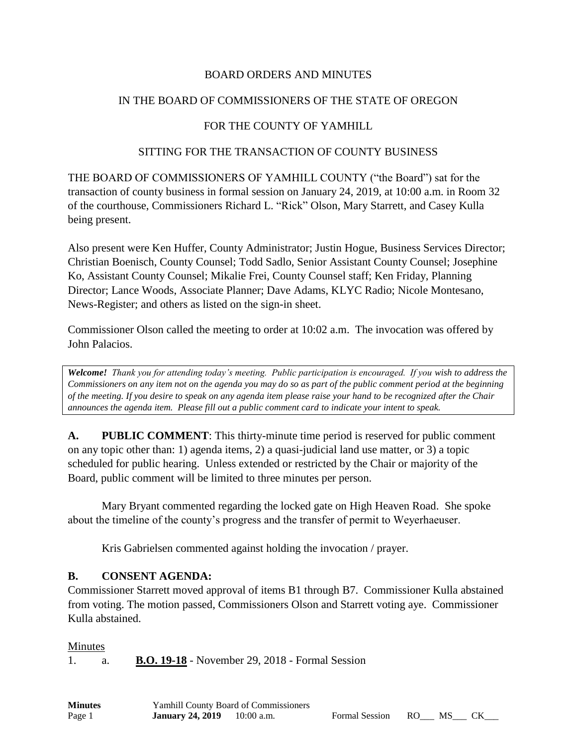BOARD ORDERS AND MINUTES

IN THE BOARD OF COMMISSIONERS OF THE STATE OF OREGON

FOR THE COUNTY OF YAMHILL

SITTING FOR THE TRANSACTION OF COUNTY BUSINESS

THE BOARD OF COMMISSIONERS OF YAMHILL COUNTY ("the Board") sat for the transaction of county business in formal session on January 24, 2019, at 10:00 a.m. in Room 32 of the courthouse, Commissioners Richard L. "Rick" Olson, Mary Starrett, and Casey Kulla being present.

Also present were Ken Huffer, County Administrator; Justin Hogue, Business Services Director; Christian Boenisch, County Counsel; Todd Sadlo, Senior Assistant County Counsel; Josephine Ko, Assistant County Counsel; Mikalie Frei, County Counsel staff; Ken Friday, Planning Director; Lance Woods, Associate Planner; Dave Adams, KLYC Radio; Nicole Montesano, News-Register; and others as listed on the sign-in sheet.

Commissioner Olson called the meeting to order at 10:02 a.m. The invocation was offered by John Palacios.

***Welcome!*** *Thank you for attending today's meeting. Public participation is encouraged. If you wish to address the Commissioners on any item not on the agenda you may do so as part of the public comment period at the beginning of the meeting. If you desire to speak on any agenda item please raise your hand to be recognized after the Chair announces the agenda item. Please fill out a public comment card to indicate your intent to speak.*

**A. PUBLIC COMMENT**: This thirty-minute time period is reserved for public comment on any topic other than: 1) agenda items, 2) a quasi-judicial land use matter, or 3) a topic scheduled for public hearing. Unless extended or restricted by the Chair or majority of the Board, public comment will be limited to three minutes per person.

Mary Bryant commented regarding the locked gate on High Heaven Road. She spoke about the timeline of the county's progress and the transfer of permit to Weyerhaeuser.

Kris Gabrielsen commented against holding the invocation / prayer.

**B. CONSENT AGENDA:**

Commissioner Starrett moved approval of items B1 through B7. Commissioner Kulla abstained from voting. The motion passed, Commissioners Olson and Starrett voting aye. Commissioner Kulla abstained.

Minutes

1. a. **B.O. 19-18** - November 29, 2018 - Formal Session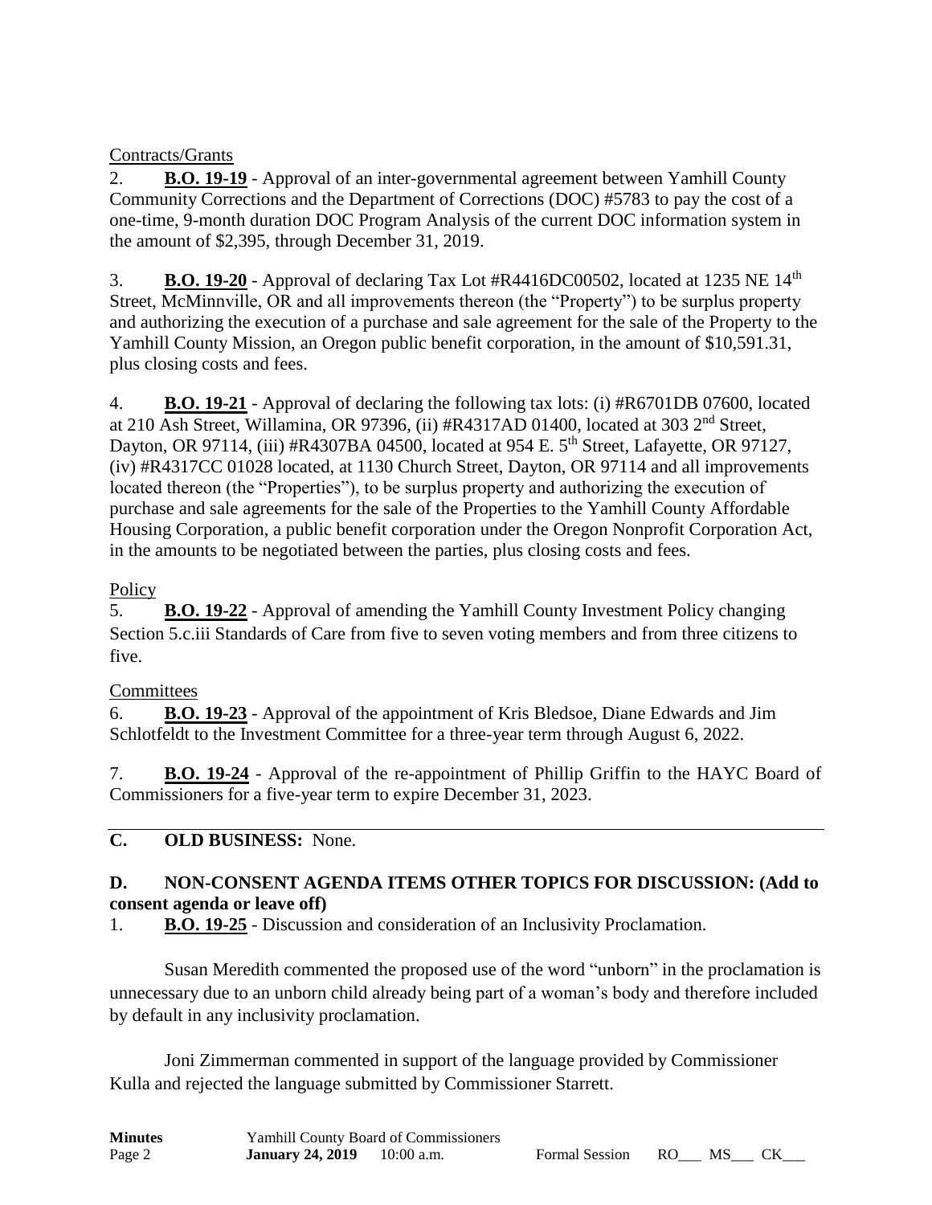Contracts/Grants

2. **B.O. 19-19** - Approval of an inter-governmental agreement between Yamhill County Community Corrections and the Department of Corrections (DOC) #5783 to pay the cost of a one-time, 9-month duration DOC Program Analysis of the current DOC information system in the amount of $2,395, through December 31, 2019.

3. **B.O. 19-20** - Approval of declaring Tax Lot #R4416DC00502, located at 1235 NE 14th Street, McMinnville, OR and all improvements thereon (the "Property") to be surplus property and authorizing the execution of a purchase and sale agreement for the sale of the Property to the Yamhill County Mission, an Oregon public benefit corporation, in the amount of $10,591.31, plus closing costs and fees.

4. **B.O. 19-21** - Approval of declaring the following tax lots: (i) #R6701DB 07600, located at 210 Ash Street, Willamina, OR 97396, (ii) #R4317AD 01400, located at 303 2nd Street, Dayton, OR 97114, (iii) #R4307BA 04500, located at 954 E. 5th Street, Lafayette, OR 97127, (iv) #R4317CC 01028 located, at 1130 Church Street, Dayton, OR 97114 and all improvements located thereon (the "Properties"), to be surplus property and authorizing the execution of purchase and sale agreements for the sale of the Properties to the Yamhill County Affordable Housing Corporation, a public benefit corporation under the Oregon Nonprofit Corporation Act, in the amounts to be negotiated between the parties, plus closing costs and fees.

Policy

5. **B.O. 19-22** - Approval of amending the Yamhill County Investment Policy changing Section 5.c.iii Standards of Care from five to seven voting members and from three citizens to five.

Committees

6. **B.O. 19-23** - Approval of the appointment of Kris Bledsoe, Diane Edwards and Jim Schlotfeldt to the Investment Committee for a three-year term through August 6, 2022.

7. **B.O. 19-24** - Approval of the re-appointment of Phillip Griffin to the HAYC Board of Commissioners for a five-year term to expire December 31, 2023.

---

**C. OLD BUSINESS:** None.

**D. NON-CONSENT AGENDA ITEMS OTHER TOPICS FOR DISCUSSION: (Add to consent agenda or leave off)**

1. **B.O. 19-25** - Discussion and consideration of an Inclusivity Proclamation.

Susan Meredith commented the proposed use of the word "unborn" in the proclamation is unnecessary due to an unborn child already being part of a woman's body and therefore included by default in any inclusivity proclamation.

Joni Zimmerman commented in support of the language provided by Commissioner Kulla and rejected the language submitted by Commissioner Starrett.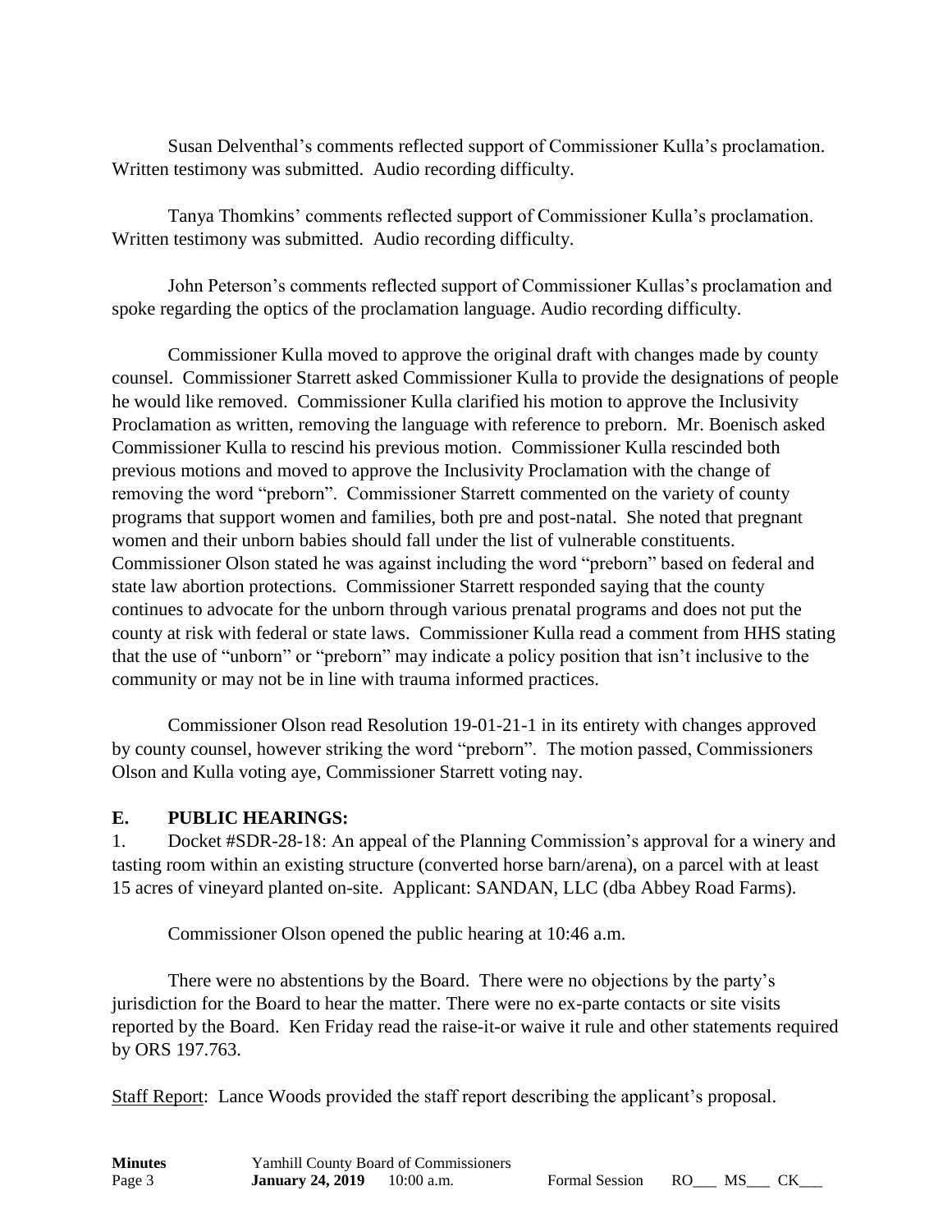Susan Delventhal's comments reflected support of Commissioner Kulla's proclamation. Written testimony was submitted. Audio recording difficulty.

Tanya Thomkins' comments reflected support of Commissioner Kulla's proclamation. Written testimony was submitted. Audio recording difficulty.

John Peterson's comments reflected support of Commissioner Kullas's proclamation and spoke regarding the optics of the proclamation language. Audio recording difficulty.

Commissioner Kulla moved to approve the original draft with changes made by county counsel. Commissioner Starrett asked Commissioner Kulla to provide the designations of people he would like removed. Commissioner Kulla clarified his motion to approve the Inclusivity Proclamation as written, removing the language with reference to preborn. Mr. Boenisch asked Commissioner Kulla to rescind his previous motion. Commissioner Kulla rescinded both previous motions and moved to approve the Inclusivity Proclamation with the change of removing the word "preborn". Commissioner Starrett commented on the variety of county programs that support women and families, both pre and post-natal. She noted that pregnant women and their unborn babies should fall under the list of vulnerable constituents. Commissioner Olson stated he was against including the word "preborn" based on federal and state law abortion protections. Commissioner Starrett responded saying that the county continues to advocate for the unborn through various prenatal programs and does not put the county at risk with federal or state laws. Commissioner Kulla read a comment from HHS stating that the use of "unborn" or "preborn" may indicate a policy position that isn't inclusive to the community or may not be in line with trauma informed practices.

Commissioner Olson read Resolution 19-01-21-1 in its entirety with changes approved by county counsel, however striking the word "preborn". The motion passed, Commissioners Olson and Kulla voting aye, Commissioner Starrett voting nay.

## E. PUBLIC HEARINGS:

1. Docket #SDR-28-18: An appeal of the Planning Commission's approval for a winery and tasting room within an existing structure (converted horse barn/arena), on a parcel with at least 15 acres of vineyard planted on-site. Applicant: SANDAN, LLC (dba Abbey Road Farms).

Commissioner Olson opened the public hearing at 10:46 a.m.

There were no abstentions by the Board. There were no objections by the party's jurisdiction for the Board to hear the matter. There were no ex-parte contacts or site visits reported by the Board. Ken Friday read the raise-it-or waive it rule and other statements required by ORS 197.763.

Staff Report: Lance Woods provided the staff report describing the applicant's proposal.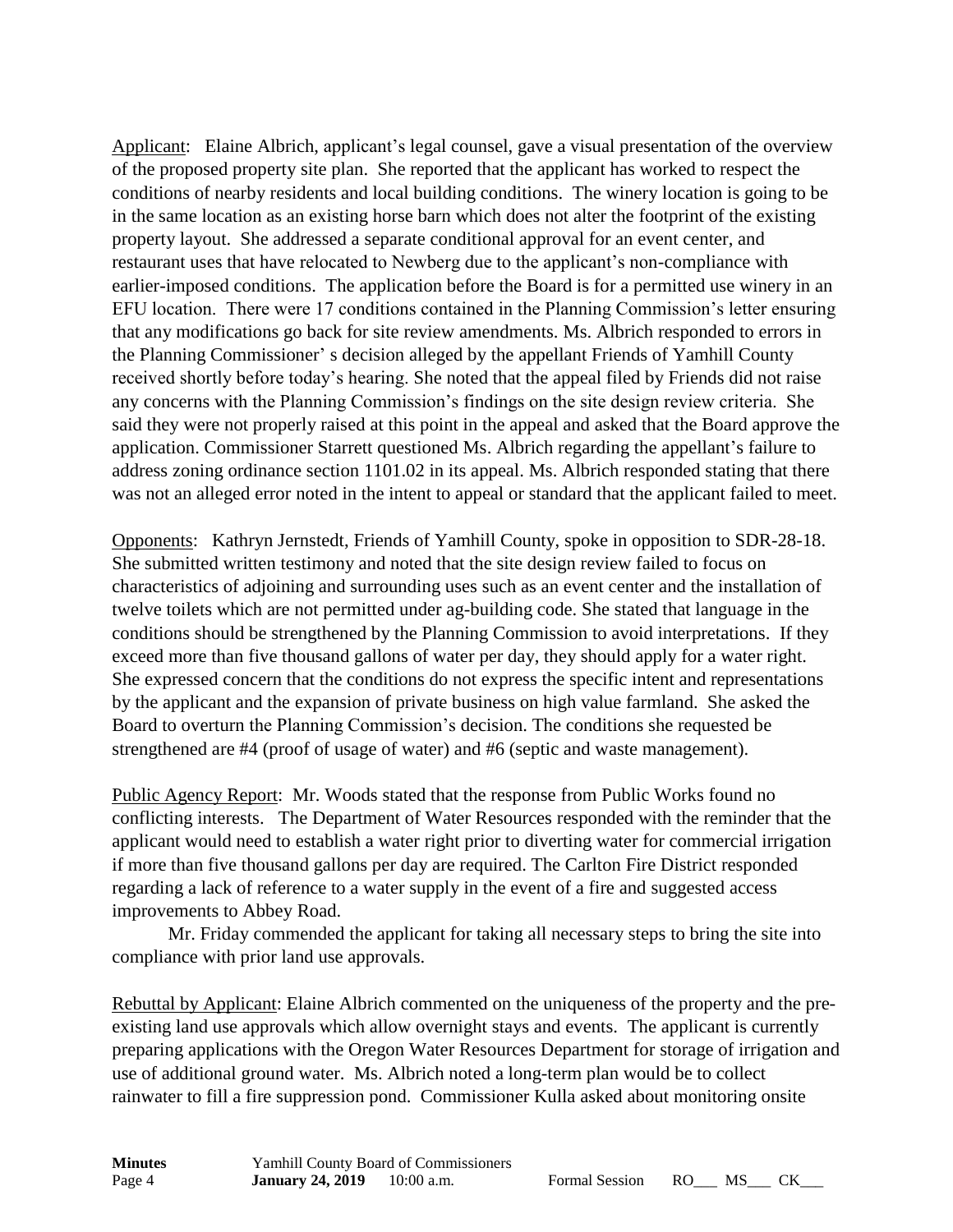Applicant: Elaine Albrich, applicant's legal counsel, gave a visual presentation of the overview of the proposed property site plan. She reported that the applicant has worked to respect the conditions of nearby residents and local building conditions. The winery location is going to be in the same location as an existing horse barn which does not alter the footprint of the existing property layout. She addressed a separate conditional approval for an event center, and restaurant uses that have relocated to Newberg due to the applicant's non-compliance with earlier-imposed conditions. The application before the Board is for a permitted use winery in an EFU location. There were 17 conditions contained in the Planning Commission's letter ensuring that any modifications go back for site review amendments. Ms. Albrich responded to errors in the Planning Commissioner' s decision alleged by the appellant Friends of Yamhill County received shortly before today's hearing. She noted that the appeal filed by Friends did not raise any concerns with the Planning Commission's findings on the site design review criteria. She said they were not properly raised at this point in the appeal and asked that the Board approve the application. Commissioner Starrett questioned Ms. Albrich regarding the appellant's failure to address zoning ordinance section 1101.02 in its appeal. Ms. Albrich responded stating that there was not an alleged error noted in the intent to appeal or standard that the applicant failed to meet.

Opponents: Kathryn Jernstedt, Friends of Yamhill County, spoke in opposition to SDR-28-18. She submitted written testimony and noted that the site design review failed to focus on characteristics of adjoining and surrounding uses such as an event center and the installation of twelve toilets which are not permitted under ag-building code. She stated that language in the conditions should be strengthened by the Planning Commission to avoid interpretations. If they exceed more than five thousand gallons of water per day, they should apply for a water right. She expressed concern that the conditions do not express the specific intent and representations by the applicant and the expansion of private business on high value farmland. She asked the Board to overturn the Planning Commission's decision. The conditions she requested be strengthened are #4 (proof of usage of water) and #6 (septic and waste management).

Public Agency Report: Mr. Woods stated that the response from Public Works found no conflicting interests. The Department of Water Resources responded with the reminder that the applicant would need to establish a water right prior to diverting water for commercial irrigation if more than five thousand gallons per day are required. The Carlton Fire District responded regarding a lack of reference to a water supply in the event of a fire and suggested access improvements to Abbey Road.

Mr. Friday commended the applicant for taking all necessary steps to bring the site into compliance with prior land use approvals.

Rebuttal by Applicant: Elaine Albrich commented on the uniqueness of the property and the pre-existing land use approvals which allow overnight stays and events. The applicant is currently preparing applications with the Oregon Water Resources Department for storage of irrigation and use of additional ground water. Ms. Albrich noted a long-term plan would be to collect rainwater to fill a fire suppression pond. Commissioner Kulla asked about monitoring onsite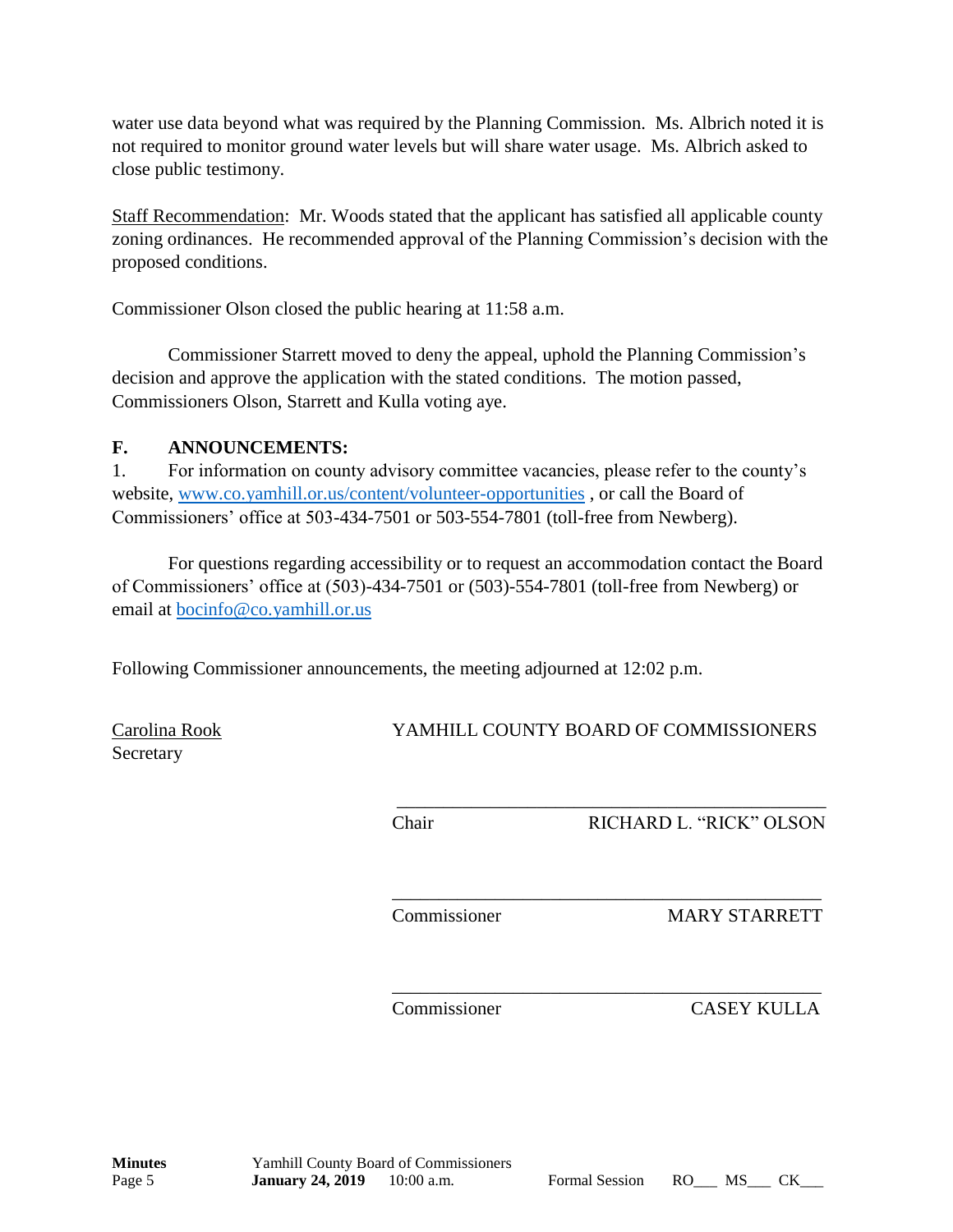water use data beyond what was required by the Planning Commission. Ms. Albrich noted it is not required to monitor ground water levels but will share water usage. Ms. Albrich asked to close public testimony.

Staff Recommendation: Mr. Woods stated that the applicant has satisfied all applicable county zoning ordinances. He recommended approval of the Planning Commission's decision with the proposed conditions.

Commissioner Olson closed the public hearing at 11:58 a.m.

Commissioner Starrett moved to deny the appeal, uphold the Planning Commission's decision and approve the application with the stated conditions. The motion passed, Commissioners Olson, Starrett and Kulla voting aye.

## F. ANNOUNCEMENTS:

1. For information on county advisory committee vacancies, please refer to the county's website, [www.co.yamhill.or.us/content/volunteer-opportunities](www.co.yamhill.or.us/content/volunteer-opportunities) , or call the Board of Commissioners' office at 503-434-7501 or 503-554-7801 (toll-free from Newberg).

For questions regarding accessibility or to request an accommodation contact the Board of Commissioners' office at (503)-434-7501 or (503)-554-7801 (toll-free from Newberg) or email at [bocinfo@co.yamhill.or.us](mailto:bocinfo@co.yamhill.or.us)

Following Commissioner announcements, the meeting adjourned at 12:02 p.m.

Carolina Rook
Secretary

YAMHILL COUNTY BOARD OF COMMISSIONERS

\_\_\_\_\_\_\_\_\_\_\_\_\_\_\_\_\_\_\_\_\_\_\_\_\_\_\_\_\_\_\_\_\_\_\_\_\_\_\_\_
Chair RICHARD L. "RICK" OLSON

\_\_\_\_\_\_\_\_\_\_\_\_\_\_\_\_\_\_\_\_\_\_\_\_\_\_\_\_\_\_\_\_\_\_\_\_\_\_\_\_
Commissioner MARY STARRETT

\_\_\_\_\_\_\_\_\_\_\_\_\_\_\_\_\_\_\_\_\_\_\_\_\_\_\_\_\_\_\_\_\_\_\_\_\_\_\_\_
Commissioner CASEY KULLA